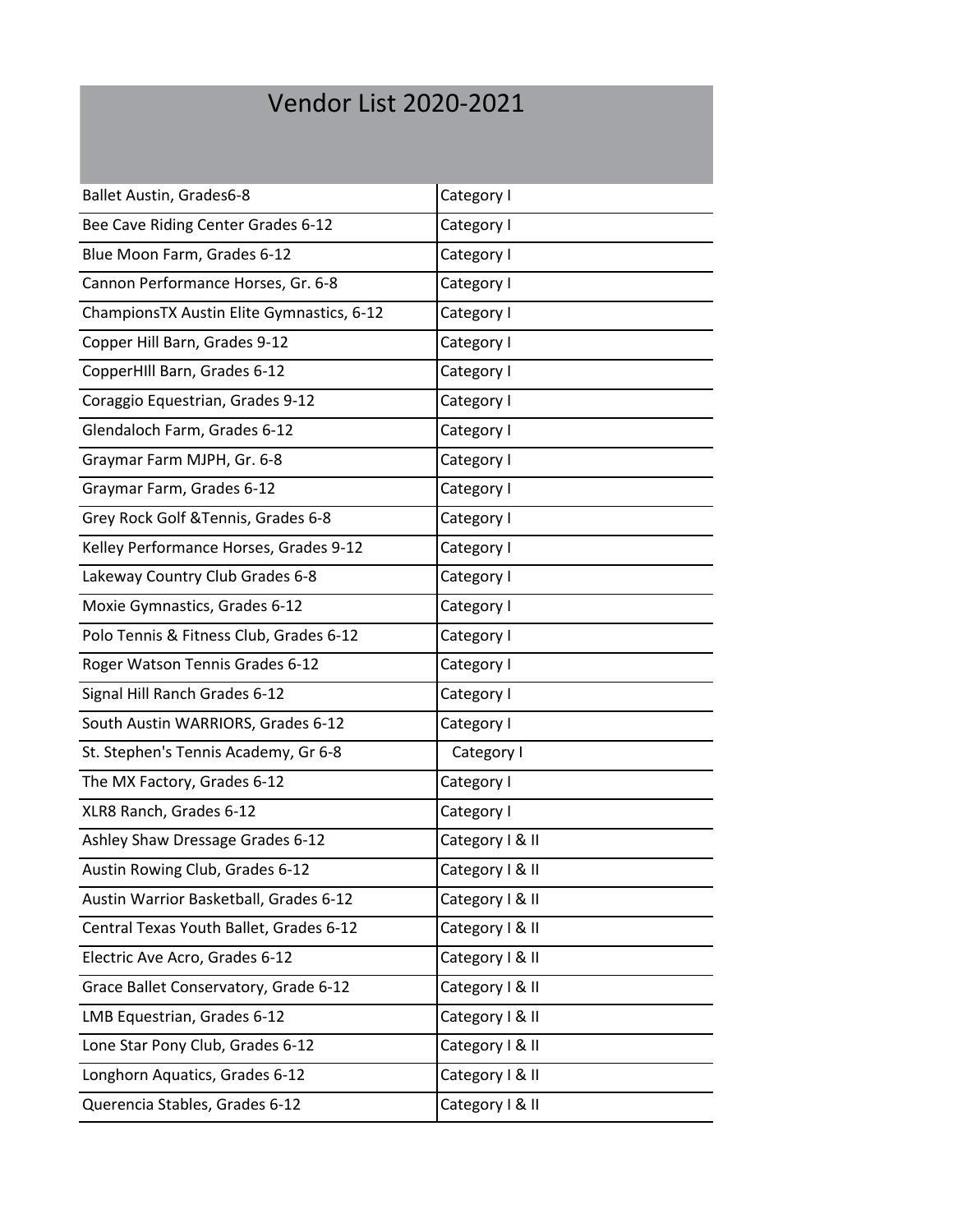# Vendor List 2020-2021

| | |
|---|---|
| Ballet Austin, Grades6-8 | Category I |
| Bee Cave Riding Center Grades 6-12 | Category I |
| Blue Moon Farm, Grades 6-12 | Category I |
| Cannon Performance Horses, Gr. 6-8 | Category I |
| ChampionsTX Austin Elite Gymnastics, 6-12 | Category I |
| Copper Hill Barn, Grades 9-12 | Category I |
| CopperHIll Barn, Grades 6-12 | Category I |
| Coraggio Equestrian, Grades 9-12 | Category I |
| Glendaloch Farm, Grades 6-12 | Category I |
| Graymar Farm MJPH, Gr. 6-8 | Category I |
| Graymar Farm, Grades 6-12 | Category I |
| Grey Rock Golf &Tennis, Grades 6-8 | Category I |
| Kelley Performance Horses, Grades 9-12 | Category I |
| Lakeway Country Club Grades 6-8 | Category I |
| Moxie Gymnastics, Grades 6-12 | Category I |
| Polo Tennis & Fitness Club, Grades 6-12 | Category I |
| Roger Watson Tennis Grades 6-12 | Category I |
| Signal Hill Ranch Grades 6-12 | Category I |
| South Austin WARRIORS, Grades 6-12 | Category I |
| St. Stephen's Tennis Academy, Gr 6-8 | Category I |
| The MX Factory, Grades 6-12 | Category I |
| XLR8 Ranch, Grades 6-12 | Category I |
| Ashley Shaw Dressage Grades 6-12 | Category I & II |
| Austin Rowing Club, Grades 6-12 | Category I & II |
| Austin Warrior Basketball, Grades 6-12 | Category I & II |
| Central Texas Youth Ballet, Grades 6-12 | Category I & II |
| Electric Ave Acro, Grades 6-12 | Category I & II |
| Grace Ballet Conservatory, Grade 6-12 | Category I & II |
| LMB Equestrian, Grades 6-12 | Category I & II |
| Lone Star Pony Club, Grades 6-12 | Category I & II |
| Longhorn Aquatics, Grades 6-12 | Category I & II |
| Querencia Stables, Grades 6-12 | Category I & II |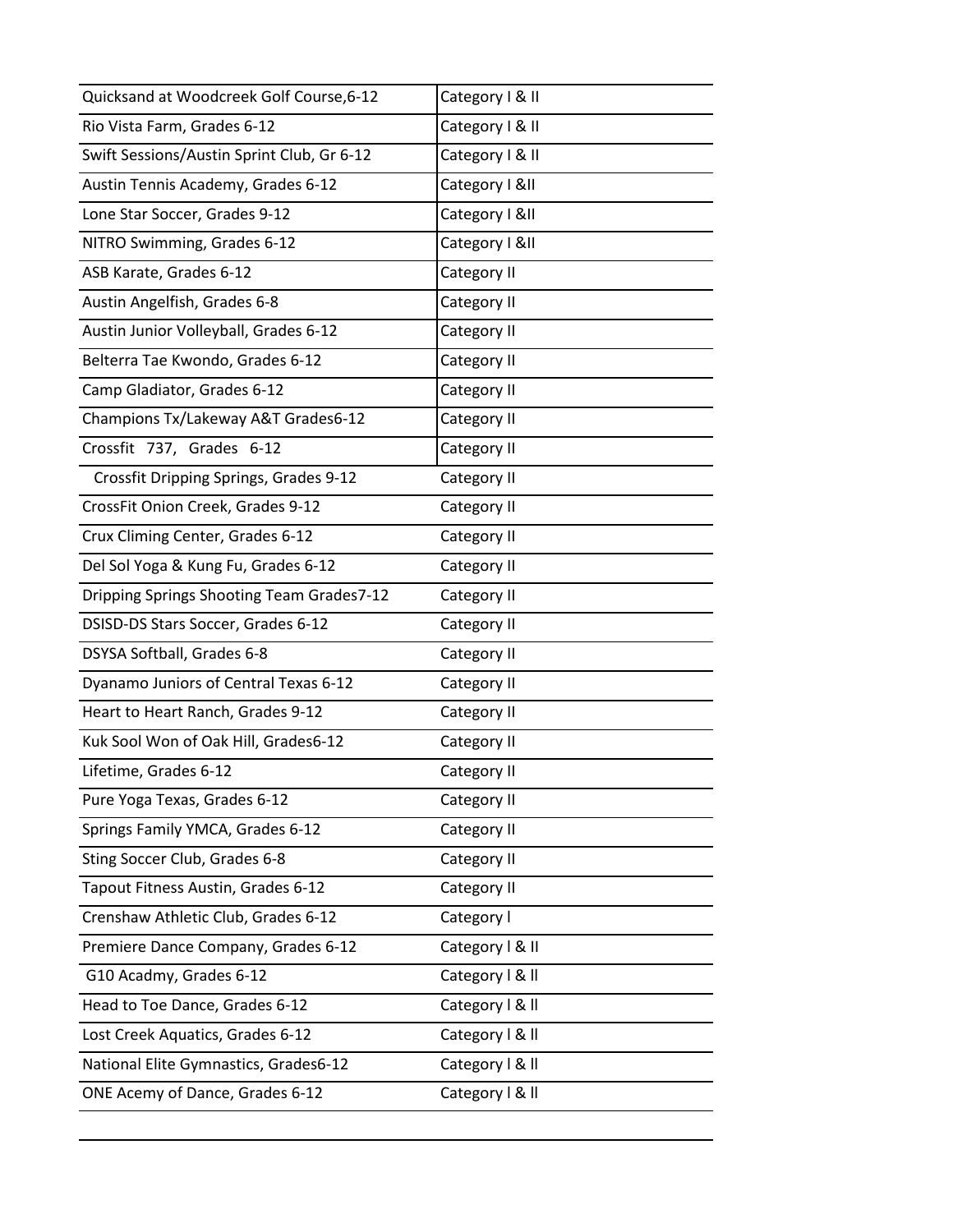| | |
|---|---|
| Quicksand at Woodcreek Golf Course,6-12 | Category I & II |
| Rio Vista Farm, Grades 6-12 | Category I & II |
| Swift Sessions/Austin Sprint Club, Gr 6-12 | Category I & II |
| Austin Tennis Academy, Grades 6-12 | Category I &II |
| Lone Star Soccer, Grades 9-12 | Category I &II |
| NITRO Swimming, Grades 6-12 | Category I &II |
| ASB Karate, Grades 6-12 | Category II |
| Austin Angelfish, Grades 6-8 | Category II |
| Austin Junior Volleyball, Grades 6-12 | Category II |
| Belterra Tae Kwondo, Grades 6-12 | Category II |
| Camp Gladiator, Grades 6-12 | Category II |
| Champions Tx/Lakeway A&T Grades6-12 | Category II |
| Crossfit 737, Grades 6-12 | Category II |
| Crossfit Dripping Springs, Grades 9-12 | Category II |
| CrossFit Onion Creek, Grades 9-12 | Category II |
| Crux Climing Center, Grades 6-12 | Category II |
| Del Sol Yoga & Kung Fu, Grades 6-12 | Category II |
| Dripping Springs Shooting Team Grades7-12 | Category II |
| DSISD-DS Stars Soccer, Grades 6-12 | Category II |
| DSYSA Softball, Grades 6-8 | Category II |
| Dyanamo Juniors of Central Texas 6-12 | Category II |
| Heart to Heart Ranch, Grades 9-12 | Category II |
| Kuk Sool Won of Oak Hill, Grades6-12 | Category II |
| Lifetime, Grades 6-12 | Category II |
| Pure Yoga Texas, Grades 6-12 | Category II |
| Springs Family YMCA, Grades 6-12 | Category II |
| Sting Soccer Club, Grades 6-8 | Category II |
| Tapout Fitness Austin, Grades 6-12 | Category II |
| Crenshaw Athletic Club, Grades 6-12 | Category l |
| Premiere Dance Company, Grades 6-12 | Category l & II |
| G10 Acadmy, Grades 6-12 | Category l & ll |
| Head to Toe Dance, Grades 6-12 | Category l & ll |
| Lost Creek Aquatics, Grades 6-12 | Category l & ll |
| National Elite Gymnastics, Grades6-12 | Category l & ll |
| ONE Acemy of Dance, Grades 6-12 | Category l & ll |